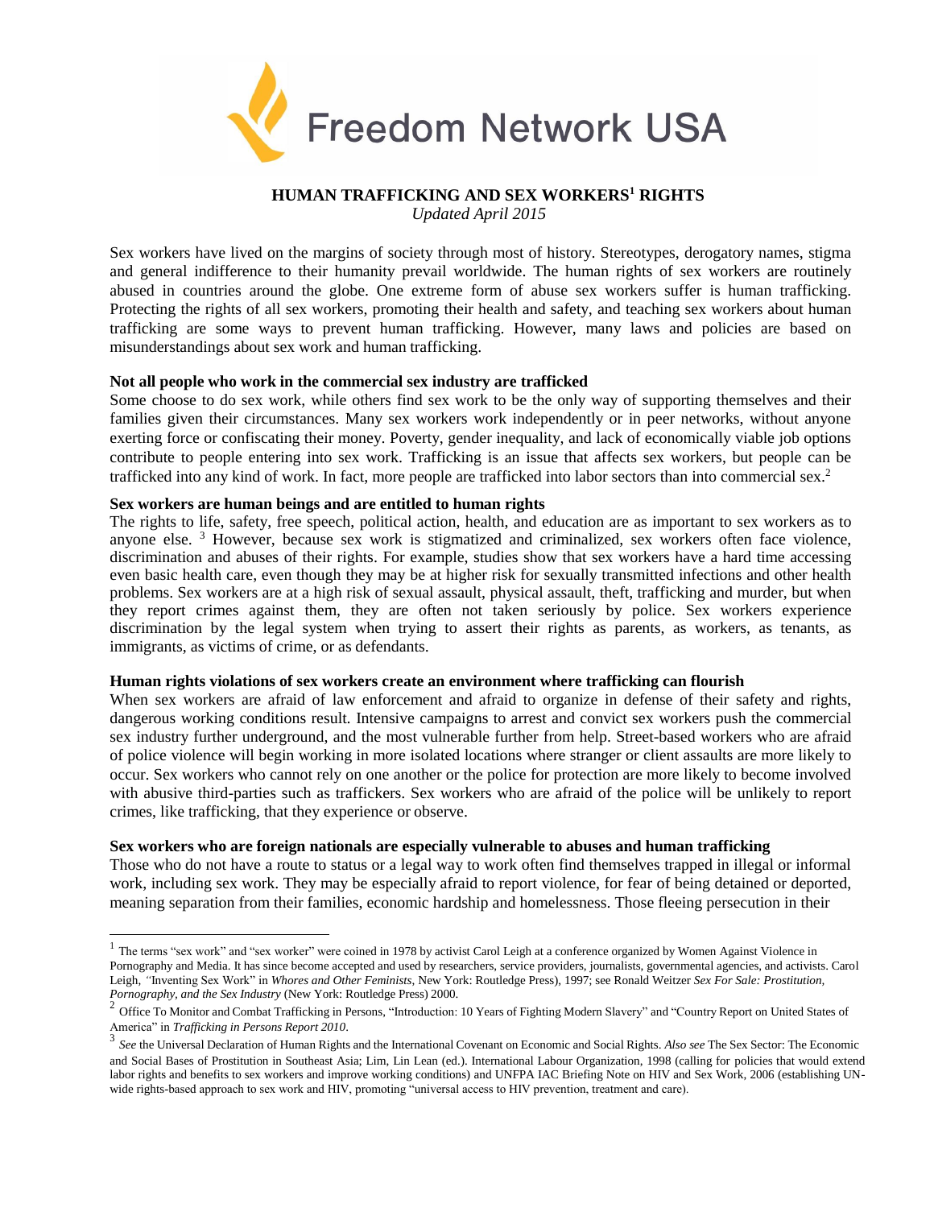Freedom Network USA

# HUMAN TRAFFICKING AND SEX WORKERS[1] RIGHTS

*Updated April 2015*

Sex workers have lived on the margins of society through most of history. Stereotypes, derogatory names, stigma and general indifference to their humanity prevail worldwide. The human rights of sex workers are routinely abused in countries around the globe. One extreme form of abuse sex workers suffer is human trafficking. Protecting the rights of all sex workers, promoting their health and safety, and teaching sex workers about human trafficking are some ways to prevent human trafficking. However, many laws and policies are based on misunderstandings about sex work and human trafficking.

**Not all people who work in the commercial sex industry are trafficked**

Some choose to do sex work, while others find sex work to be the only way of supporting themselves and their families given their circumstances. Many sex workers work independently or in peer networks, without anyone exerting force or confiscating their money. Poverty, gender inequality, and lack of economically viable job options contribute to people entering into sex work. Trafficking is an issue that affects sex workers, but people can be trafficked into any kind of work. In fact, more people are trafficked into labor sectors than into commercial sex.[2]

**Sex workers are human beings and are entitled to human rights**

The rights to life, safety, free speech, political action, health, and education are as important to sex workers as to anyone else. [3] However, because sex work is stigmatized and criminalized, sex workers often face violence, discrimination and abuses of their rights. For example, studies show that sex workers have a hard time accessing even basic health care, even though they may be at higher risk for sexually transmitted infections and other health problems. Sex workers are at a high risk of sexual assault, physical assault, theft, trafficking and murder, but when they report crimes against them, they are often not taken seriously by police. Sex workers experience discrimination by the legal system when trying to assert their rights as parents, as workers, as tenants, as immigrants, as victims of crime, or as defendants.

**Human rights violations of sex workers create an environment where trafficking can flourish**

When sex workers are afraid of law enforcement and afraid to organize in defense of their safety and rights, dangerous working conditions result. Intensive campaigns to arrest and convict sex workers push the commercial sex industry further underground, and the most vulnerable further from help. Street-based workers who are afraid of police violence will begin working in more isolated locations where stranger or client assaults are more likely to occur. Sex workers who cannot rely on one another or the police for protection are more likely to become involved with abusive third-parties such as traffickers. Sex workers who are afraid of the police will be unlikely to report crimes, like trafficking, that they experience or observe.

**Sex workers who are foreign nationals are especially vulnerable to abuses and human trafficking**

Those who do not have a route to status or a legal way to work often find themselves trapped in illegal or informal work, including sex work. They may be especially afraid to report violence, for fear of being detained or deported, meaning separation from their families, economic hardship and homelessness. Those fleeing persecution in their

---

[1] The terms "sex work" and "sex worker" were coined in 1978 by activist Carol Leigh at a conference organized by Women Against Violence in Pornography and Media. It has since become accepted and used by researchers, service providers, journalists, governmental agencies, and activists. Carol Leigh, "Inventing Sex Work" in *Whores and Other Feminists*, New York: Routledge Press), 1997; see Ronald Weitzer *Sex For Sale: Prostitution, Pornography, and the Sex Industry* (New York: Routledge Press) 2000.

[2] Office To Monitor and Combat Trafficking in Persons, "Introduction: 10 Years of Fighting Modern Slavery" and "Country Report on United States of America" in *Trafficking in Persons Report 2010*.

[3] *See* the Universal Declaration of Human Rights and the International Covenant on Economic and Social Rights. *Also see* The Sex Sector: The Economic and Social Bases of Prostitution in Southeast Asia; Lim, Lin Lean (ed.). International Labour Organization, 1998 (calling for policies that would extend labor rights and benefits to sex workers and improve working conditions) and UNFPA IAC Briefing Note on HIV and Sex Work, 2006 (establishing UN-wide rights-based approach to sex work and HIV, promoting "universal access to HIV prevention, treatment and care).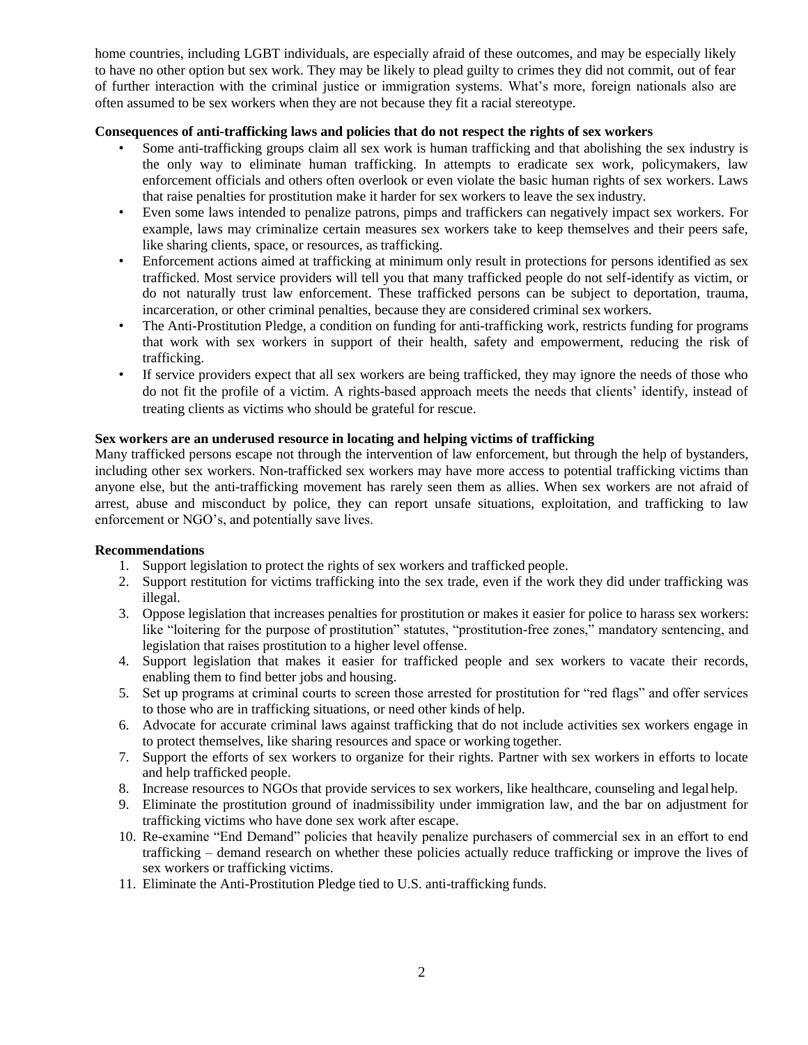home countries, including LGBT individuals, are especially afraid of these outcomes, and may be especially likely to have no other option but sex work. They may be likely to plead guilty to crimes they did not commit, out of fear of further interaction with the criminal justice or immigration systems. What's more, foreign nationals also are often assumed to be sex workers when they are not because they fit a racial stereotype.

**Consequences of anti-trafficking laws and policies that do not respect the rights of sex workers**

- Some anti-trafficking groups claim all sex work is human trafficking and that abolishing the sex industry is the only way to eliminate human trafficking. In attempts to eradicate sex work, policymakers, law enforcement officials and others often overlook or even violate the basic human rights of sex workers. Laws that raise penalties for prostitution make it harder for sex workers to leave the sex industry.
- Even some laws intended to penalize patrons, pimps and traffickers can negatively impact sex workers. For example, laws may criminalize certain measures sex workers take to keep themselves and their peers safe, like sharing clients, space, or resources, as trafficking.
- Enforcement actions aimed at trafficking at minimum only result in protections for persons identified as sex trafficked. Most service providers will tell you that many trafficked people do not self-identify as victim, or do not naturally trust law enforcement. These trafficked persons can be subject to deportation, trauma, incarceration, or other criminal penalties, because they are considered criminal sex workers.
- The Anti-Prostitution Pledge, a condition on funding for anti-trafficking work, restricts funding for programs that work with sex workers in support of their health, safety and empowerment, reducing the risk of trafficking.
- If service providers expect that all sex workers are being trafficked, they may ignore the needs of those who do not fit the profile of a victim. A rights-based approach meets the needs that clients' identify, instead of treating clients as victims who should be grateful for rescue.

**Sex workers are an underused resource in locating and helping victims of trafficking**

Many trafficked persons escape not through the intervention of law enforcement, but through the help of bystanders, including other sex workers. Non-trafficked sex workers may have more access to potential trafficking victims than anyone else, but the anti-trafficking movement has rarely seen them as allies. When sex workers are not afraid of arrest, abuse and misconduct by police, they can report unsafe situations, exploitation, and trafficking to law enforcement or NGO's, and potentially save lives.

**Recommendations**

1. Support legislation to protect the rights of sex workers and trafficked people.
2. Support restitution for victims trafficking into the sex trade, even if the work they did under trafficking was illegal.
3. Oppose legislation that increases penalties for prostitution or makes it easier for police to harass sex workers: like "loitering for the purpose of prostitution" statutes, "prostitution-free zones," mandatory sentencing, and legislation that raises prostitution to a higher level offense.
4. Support legislation that makes it easier for trafficked people and sex workers to vacate their records, enabling them to find better jobs and housing.
5. Set up programs at criminal courts to screen those arrested for prostitution for "red flags" and offer services to those who are in trafficking situations, or need other kinds of help.
6. Advocate for accurate criminal laws against trafficking that do not include activities sex workers engage in to protect themselves, like sharing resources and space or working together.
7. Support the efforts of sex workers to organize for their rights. Partner with sex workers in efforts to locate and help trafficked people.
8. Increase resources to NGOs that provide services to sex workers, like healthcare, counseling and legal help.
9. Eliminate the prostitution ground of inadmissibility under immigration law, and the bar on adjustment for trafficking victims who have done sex work after escape.
10. Re-examine "End Demand" policies that heavily penalize purchasers of commercial sex in an effort to end trafficking – demand research on whether these policies actually reduce trafficking or improve the lives of sex workers or trafficking victims.
11. Eliminate the Anti-Prostitution Pledge tied to U.S. anti-trafficking funds.